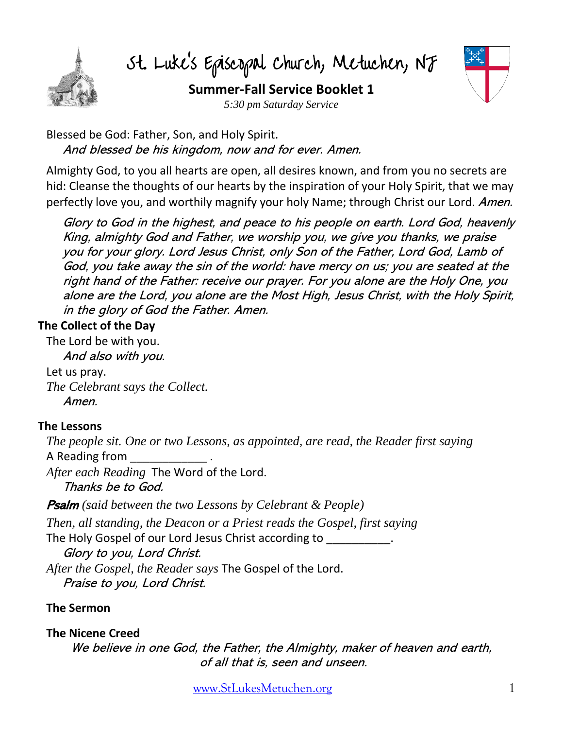# St. Luke's Episcopal Church, Metuchen, NJ

**Summer-Fall Service Booklet 1**

*5:30 pm Saturday Service*

Blessed be God: Father, Son, and Holy Spirit.

*And blessed be his kingdom, now and for ever. Amen.*

Almighty God, to you all hearts are open, all desires known, and from you no secrets are hid: Cleanse the thoughts of our hearts by the inspiration of your Holy Spirit, that we may perfectly love you, and worthily magnify your holy Name; through Christ our Lord. *Amen.*

*Glory to God in the highest, and peace to his people on earth. Lord God, heavenly King, almighty God and Father, we worship you, we give you thanks, we praise you for your glory. Lord Jesus Christ, only Son of the Father, Lord God, Lamb of God, you take away the sin of the world: have mercy on us; you are seated at the right hand of the Father: receive our prayer. For you alone are the Holy One, you alone are the Lord, you alone are the Most High, Jesus Christ, with the Holy Spirit, in the glory of God the Father. Amen.*

**The Collect of the Day**

The Lord be with you.

*And also with you.*

Let us pray.

*The Celebrant says the Collect.*

*Amen.*

**The Lessons**

*The people sit. One or two Lessons, as appointed, are read, the Reader first saying*

A Reading from ____________ .

*After each Reading* The Word of the Lord.

*Thanks be to God.*

***Psalm*** *(said between the two Lessons by Celebrant & People)*

*Then, all standing, the Deacon or a Priest reads the Gospel, first saying*

The Holy Gospel of our Lord Jesus Christ according to __________.

*Glory to you, Lord Christ.*

*After the Gospel, the Reader says* The Gospel of the Lord.

*Praise to you, Lord Christ.*

**The Sermon**

**The Nicene Creed**

*We believe in one God, the Father, the Almighty, maker of heaven and earth, of all that is, seen and unseen.*

www.StLukesMetuchen.org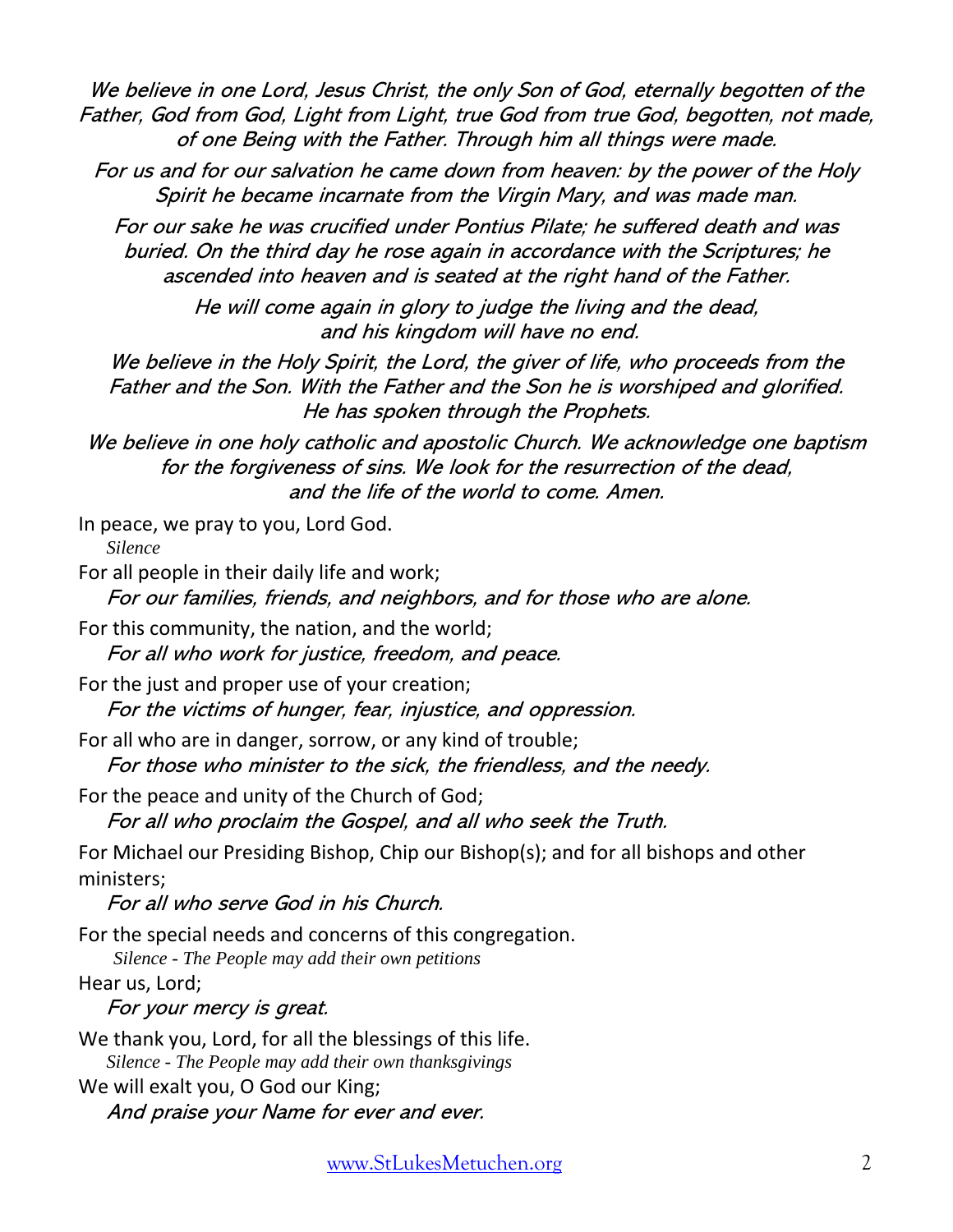*We believe in one Lord, Jesus Christ, the only Son of God, eternally begotten of the Father, God from God, Light from Light, true God from true God, begotten, not made, of one Being with the Father. Through him all things were made.*

*For us and for our salvation he came down from heaven: by the power of the Holy Spirit he became incarnate from the Virgin Mary, and was made man.*

*For our sake he was crucified under Pontius Pilate; he suffered death and was buried. On the third day he rose again in accordance with the Scriptures; he ascended into heaven and is seated at the right hand of the Father.*

*He will come again in glory to judge the living and the dead, and his kingdom will have no end.*

*We believe in the Holy Spirit, the Lord, the giver of life, who proceeds from the Father and the Son. With the Father and the Son he is worshiped and glorified. He has spoken through the Prophets.*

*We believe in one holy catholic and apostolic Church. We acknowledge one baptism for the forgiveness of sins. We look for the resurrection of the dead, and the life of the world to come. Amen.*

In peace, we pray to you, Lord God.

*Silence*

For all people in their daily life and work;

*For our families, friends, and neighbors, and for those who are alone.*

For this community, the nation, and the world;

*For all who work for justice, freedom, and peace.*

For the just and proper use of your creation;

*For the victims of hunger, fear, injustice, and oppression.*

For all who are in danger, sorrow, or any kind of trouble;

*For those who minister to the sick, the friendless, and the needy.*

For the peace and unity of the Church of God;

*For all who proclaim the Gospel, and all who seek the Truth.*

For Michael our Presiding Bishop, Chip our Bishop(s); and for all bishops and other ministers;

*For all who serve God in his Church.*

For the special needs and concerns of this congregation.

*Silence - The People may add their own petitions*

Hear us, Lord;

*For your mercy is great.*

We thank you, Lord, for all the blessings of this life.

*Silence - The People may add their own thanksgivings*

We will exalt you, O God our King;

*And praise your Name for ever and ever.*

www.StLukesMetuchen.org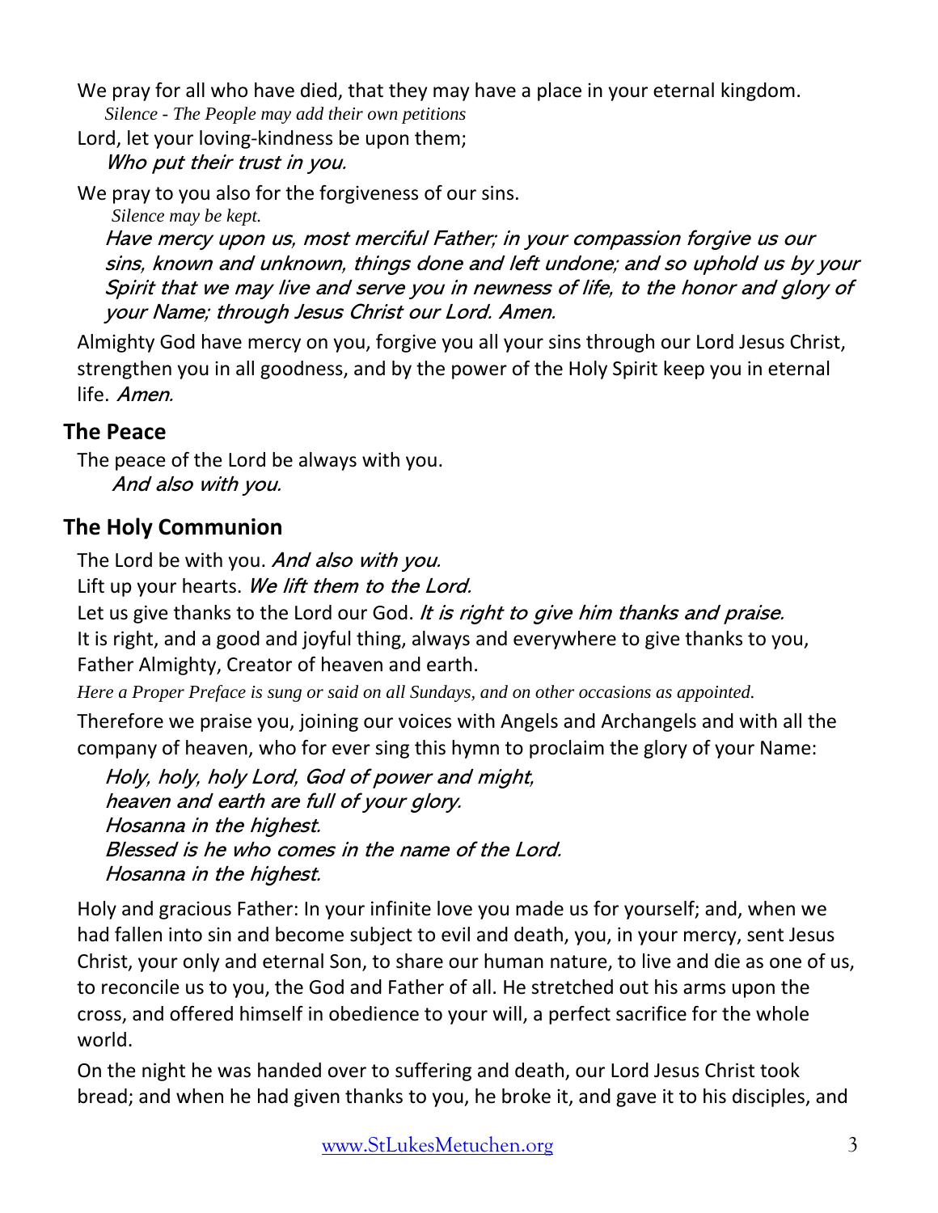We pray for all who have died, that they may have a place in your eternal kingdom.

*Silence - The People may add their own petitions*

Lord, let your loving-kindness be upon them;

*Who put their trust in you.*

We pray to you also for the forgiveness of our sins.

*Silence may be kept.*

*Have mercy upon us, most merciful Father; in your compassion forgive us our sins, known and unknown, things done and left undone; and so uphold us by your Spirit that we may live and serve you in newness of life, to the honor and glory of your Name; through Jesus Christ our Lord. Amen.*

Almighty God have mercy on you, forgive you all your sins through our Lord Jesus Christ, strengthen you in all goodness, and by the power of the Holy Spirit keep you in eternal life. *Amen.*

## The Peace

The peace of the Lord be always with you.

*And also with you.*

## The Holy Communion

The Lord be with you. *And also with you.*

Lift up your hearts. *We lift them to the Lord.*

Let us give thanks to the Lord our God. *It is right to give him thanks and praise.*

It is right, and a good and joyful thing, always and everywhere to give thanks to you, Father Almighty, Creator of heaven and earth.

*Here a Proper Preface is sung or said on all Sundays, and on other occasions as appointed.*

Therefore we praise you, joining our voices with Angels and Archangels and with all the company of heaven, who for ever sing this hymn to proclaim the glory of your Name:

*Holy, holy, holy Lord, God of power and might,*
*heaven and earth are full of your glory.*
*Hosanna in the highest.*
*Blessed is he who comes in the name of the Lord.*
*Hosanna in the highest.*

Holy and gracious Father: In your infinite love you made us for yourself; and, when we had fallen into sin and become subject to evil and death, you, in your mercy, sent Jesus Christ, your only and eternal Son, to share our human nature, to live and die as one of us, to reconcile us to you, the God and Father of all. He stretched out his arms upon the cross, and offered himself in obedience to your will, a perfect sacrifice for the whole world.

On the night he was handed over to suffering and death, our Lord Jesus Christ took bread; and when he had given thanks to you, he broke it, and gave it to his disciples, and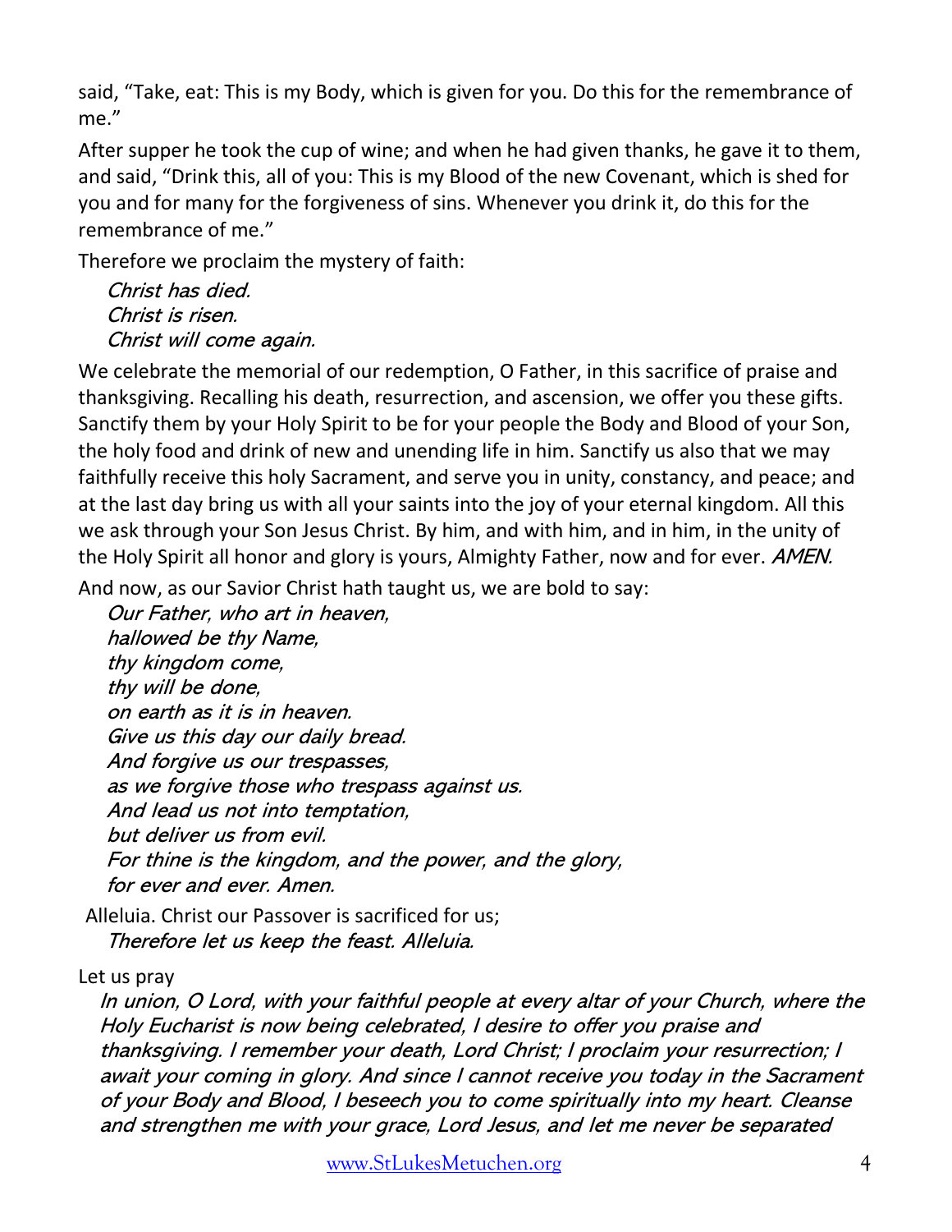said, "Take, eat: This is my Body, which is given for you. Do this for the remembrance of me."

After supper he took the cup of wine; and when he had given thanks, he gave it to them, and said, "Drink this, all of you: This is my Blood of the new Covenant, which is shed for you and for many for the forgiveness of sins. Whenever you drink it, do this for the remembrance of me."

Therefore we proclaim the mystery of faith:

*Christ has died.*
*Christ is risen.*
*Christ will come again.*

We celebrate the memorial of our redemption, O Father, in this sacrifice of praise and thanksgiving. Recalling his death, resurrection, and ascension, we offer you these gifts. Sanctify them by your Holy Spirit to be for your people the Body and Blood of your Son, the holy food and drink of new and unending life in him. Sanctify us also that we may faithfully receive this holy Sacrament, and serve you in unity, constancy, and peace; and at the last day bring us with all your saints into the joy of your eternal kingdom. All this we ask through your Son Jesus Christ. By him, and with him, and in him, in the unity of the Holy Spirit all honor and glory is yours, Almighty Father, now and for ever. *AMEN.*

And now, as our Savior Christ hath taught us, we are bold to say:

*Our Father, who art in heaven,*
*hallowed be thy Name,*
*thy kingdom come,*
*thy will be done,*
*on earth as it is in heaven.*
*Give us this day our daily bread.*
*And forgive us our trespasses,*
*as we forgive those who trespass against us.*
*And lead us not into temptation,*
*but deliver us from evil.*
*For thine is the kingdom, and the power, and the glory,*
*for ever and ever. Amen.*

Alleluia. Christ our Passover is sacrificed for us;
*Therefore let us keep the feast. Alleluia.*

Let us pray

*In union, O Lord, with your faithful people at every altar of your Church, where the Holy Eucharist is now being celebrated, I desire to offer you praise and thanksgiving. I remember your death, Lord Christ; I proclaim your resurrection; I await your coming in glory. And since I cannot receive you today in the Sacrament of your Body and Blood, I beseech you to come spiritually into my heart. Cleanse and strengthen me with your grace, Lord Jesus, and let me never be separated*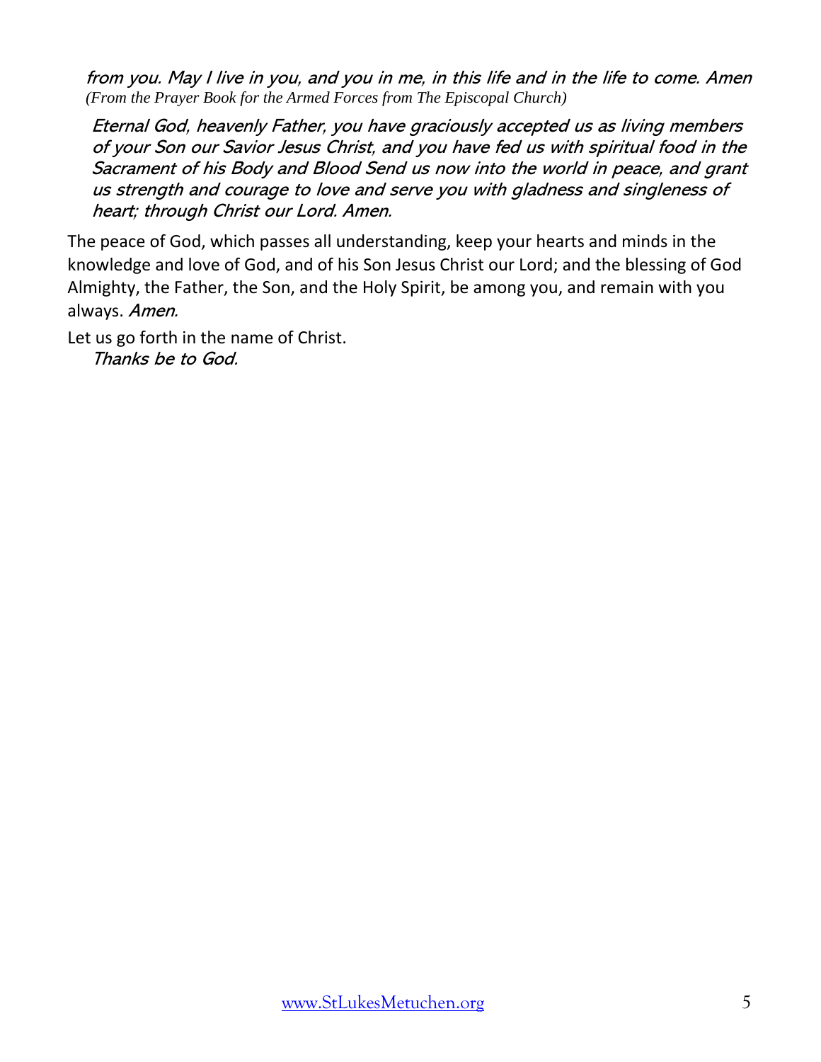*from you. May I live in you, and you in me, in this life and in the life to come. Amen*
*(From the Prayer Book for the Armed Forces from The Episcopal Church)*

*Eternal God, heavenly Father, you have graciously accepted us as living members of your Son our Savior Jesus Christ, and you have fed us with spiritual food in the Sacrament of his Body and Blood Send us now into the world in peace, and grant us strength and courage to love and serve you with gladness and singleness of heart; through Christ our Lord. Amen.*

The peace of God, which passes all understanding, keep your hearts and minds in the knowledge and love of God, and of his Son Jesus Christ our Lord; and the blessing of God Almighty, the Father, the Son, and the Holy Spirit, be among you, and remain with you always. *Amen.*

Let us go forth in the name of Christ.
*Thanks be to God.*

www.StLukesMetuchen.org